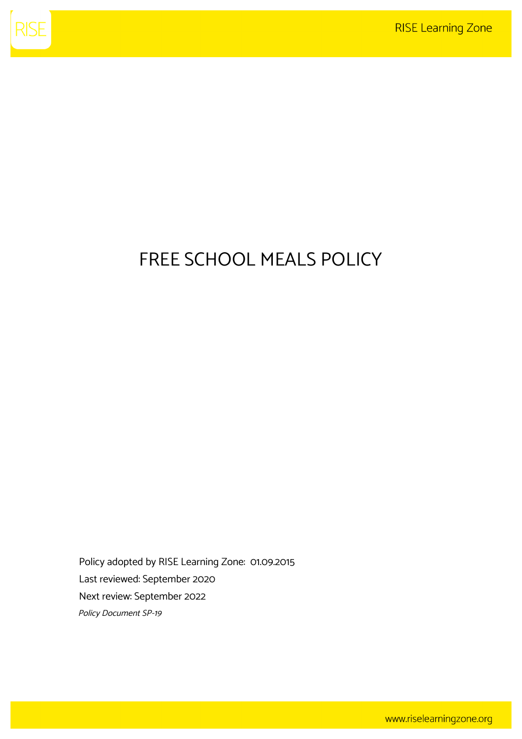# FREE SCHOOL MEALS POLICY

Policy adopted by RISE Learning Zone: 01.09.2015

Last reviewed: September 2020

Next review: September 2022

*Policy Document SP-19*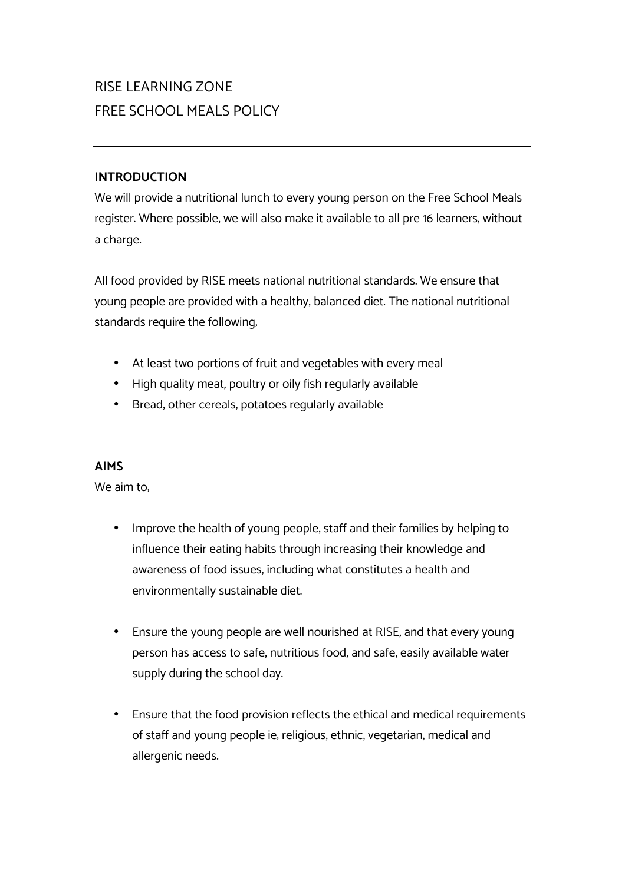RISE LEARNING ZONE
FREE SCHOOL MEALS POLICY

---

**INTRODUCTION**

We will provide a nutritional lunch to every young person on the Free School Meals register. Where possible, we will also make it available to all pre 16 learners, without a charge.

All food provided by RISE meets national nutritional standards. We ensure that young people are provided with a healthy, balanced diet. The national nutritional standards require the following,

- At least two portions of fruit and vegetables with every meal
- High quality meat, poultry or oily fish regularly available
- Bread, other cereals, potatoes regularly available

**AIMS**

We aim to,

- Improve the health of young people, staff and their families by helping to influence their eating habits through increasing their knowledge and awareness of food issues, including what constitutes a health and environmentally sustainable diet.

- Ensure the young people are well nourished at RISE, and that every young person has access to safe, nutritious food, and safe, easily available water supply during the school day.

- Ensure that the food provision reflects the ethical and medical requirements of staff and young people ie, religious, ethnic, vegetarian, medical and allergenic needs.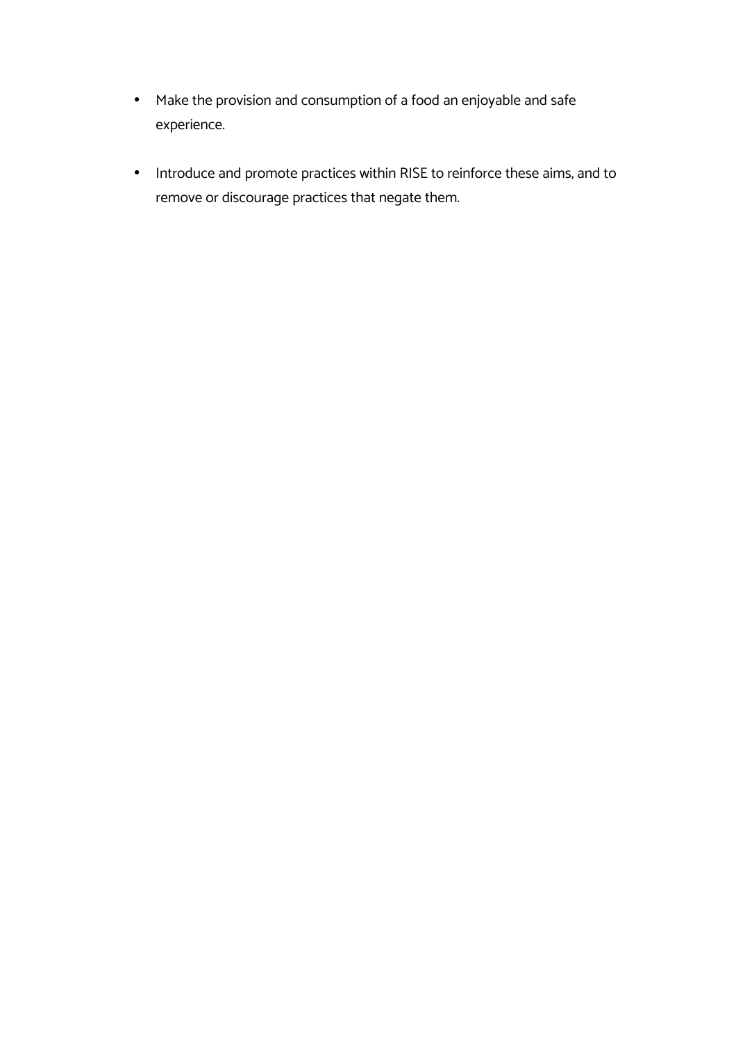- Make the provision and consumption of a food an enjoyable and safe experience.

- Introduce and promote practices within RISE to reinforce these aims, and to remove or discourage practices that negate them.